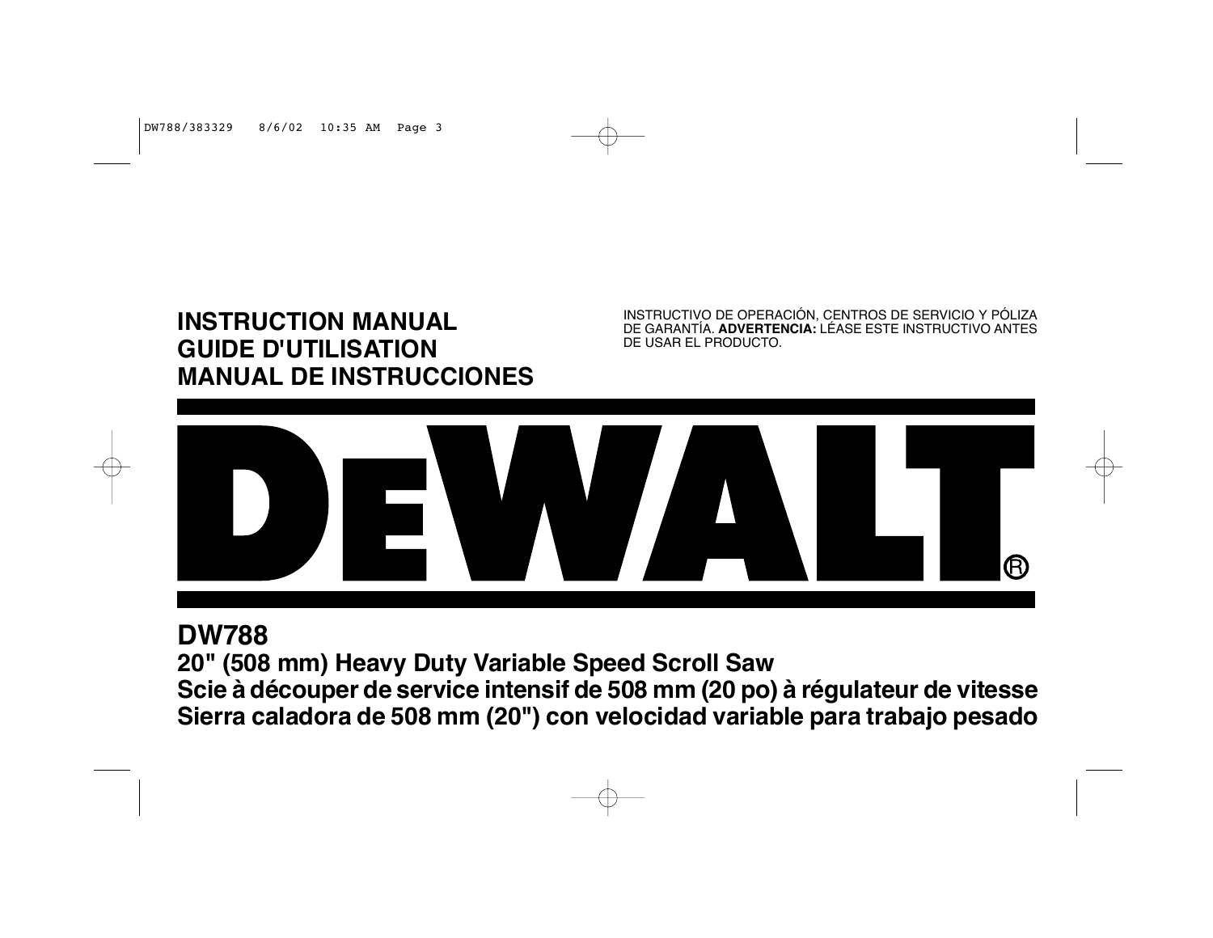**INSTRUCTION MANUAL**
**GUIDE D'UTILISATION**
**MANUAL DE INSTRUCCIONES**

INSTRUCTIVO DE OPERACIÓN, CENTROS DE SERVICIO Y PÓLIZA DE GARANTÍA. **ADVERTENCIA:** LÉASE ESTE INSTRUCTIVO ANTES DE USAR EL PRODUCTO.

# DEWALT®

## DW788

**20" (508 mm) Heavy Duty Variable Speed Scroll Saw**
**Scie à découper de service intensif de 508 mm (20 po) à régulateur de vitesse**
**Sierra caladora de 508 mm (20") con velocidad variable para trabajo pesado**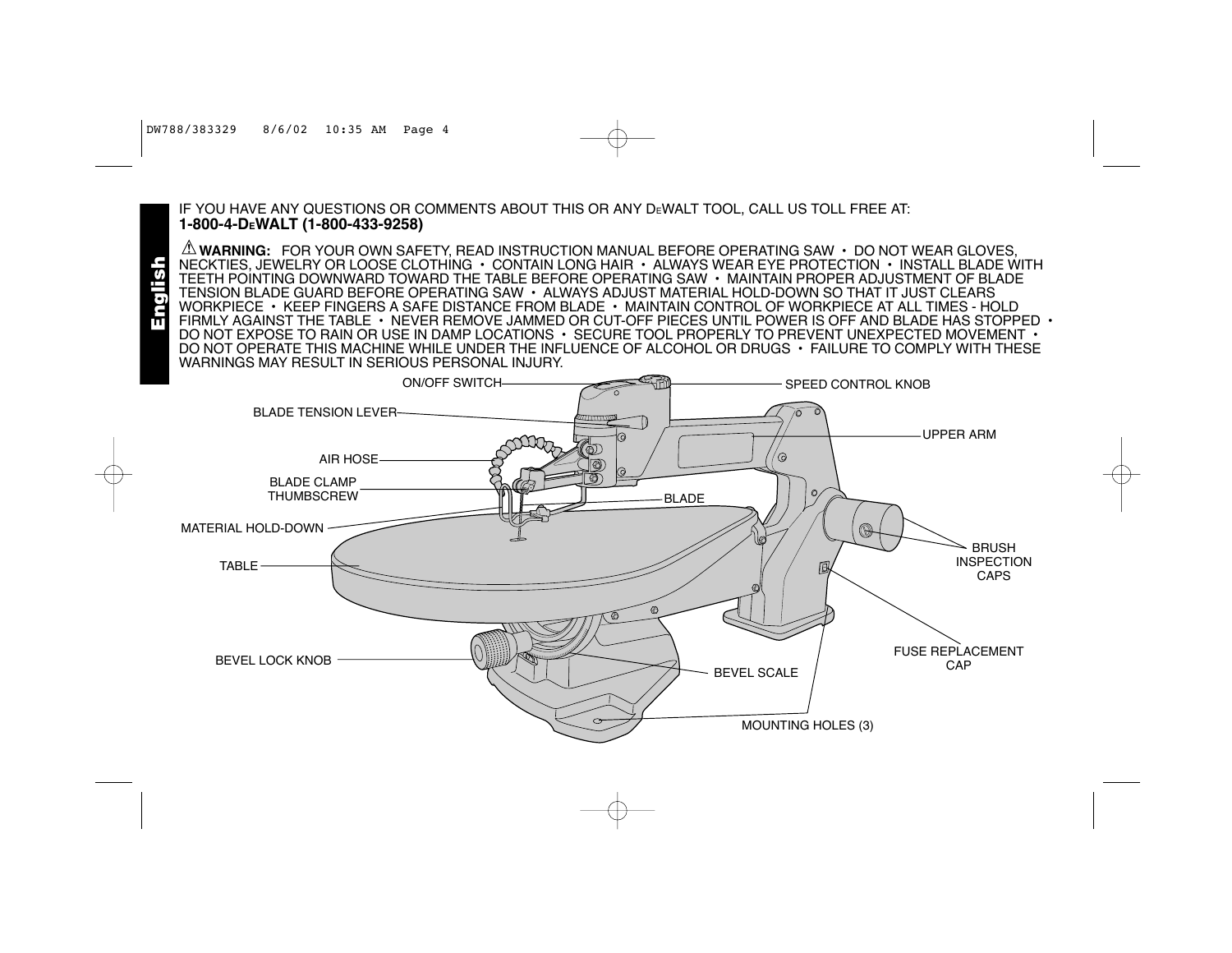English

IF YOU HAVE ANY QUESTIONS OR COMMENTS ABOUT THIS OR ANY DEWALT TOOL, CALL US TOLL FREE AT:
**1-800-4-DEWALT (1-800-433-9258)**

⚠ **WARNING:** FOR YOUR OWN SAFETY, READ INSTRUCTION MANUAL BEFORE OPERATING SAW • DO NOT WEAR GLOVES, NECKTIES, JEWELRY OR LOOSE CLOTHING • CONTAIN LONG HAIR • ALWAYS WEAR EYE PROTECTION • INSTALL BLADE WITH TEETH POINTING DOWNWARD TOWARD THE TABLE BEFORE OPERATING SAW • MAINTAIN PROPER ADJUSTMENT OF BLADE TENSION BLADE GUARD BEFORE OPERATING SAW • ALWAYS ADJUST MATERIAL HOLD-DOWN SO THAT IT JUST CLEARS WORKPIECE • KEEP FINGERS A SAFE DISTANCE FROM BLADE • MAINTAIN CONTROL OF WORKPIECE AT ALL TIMES - HOLD FIRMLY AGAINST THE TABLE • NEVER REMOVE JAMMED OR CUT-OFF PIECES UNTIL POWER IS OFF AND BLADE HAS STOPPED • DO NOT EXPOSE TO RAIN OR USE IN DAMP LOCATIONS • SECURE TOOL PROPERLY TO PREVENT UNEXPECTED MOVEMENT • DO NOT OPERATE THIS MACHINE WHILE UNDER THE INFLUENCE OF ALCOHOL OR DRUGS • FAILURE TO COMPLY WITH THESE WARNINGS MAY RESULT IN SERIOUS PERSONAL INJURY.

ON/OFF SWITCH
SPEED CONTROL KNOB
BLADE TENSION LEVER
UPPER ARM
AIR HOSE
BLADE CLAMP THUMBSCREW
BLADE
MATERIAL HOLD-DOWN
TABLE
BRUSH INSPECTION CAPS
FUSE REPLACEMENT CAP
BEVEL LOCK KNOB
BEVEL SCALE
MOUNTING HOLES (3)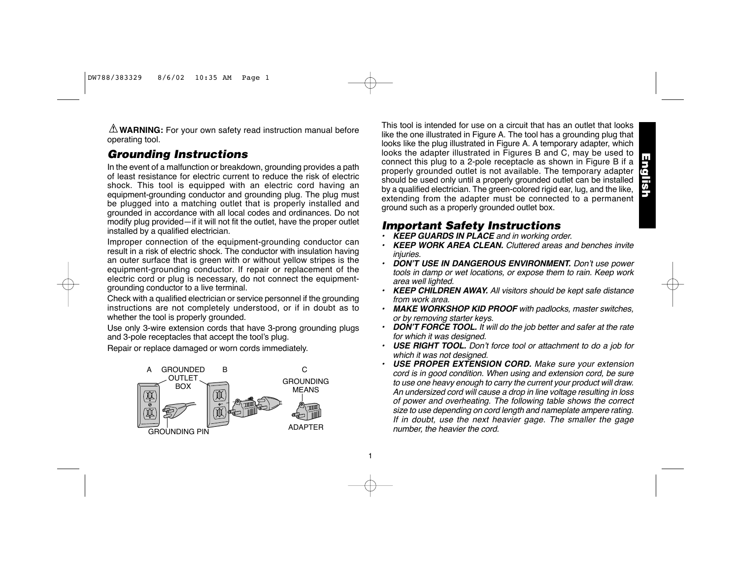⚠ **WARNING:** For your own safety read instruction manual before operating tool.

## *Grounding Instructions*

In the event of a malfunction or breakdown, grounding provides a path of least resistance for electric current to reduce the risk of electric shock. This tool is equipped with an electric cord having an equipment-grounding conductor and grounding plug. The plug must be plugged into a matching outlet that is properly installed and grounded in accordance with all local codes and ordinances. Do not modify plug provided—if it will not fit the outlet, have the proper outlet installed by a qualified electrician.

Improper connection of the equipment-grounding conductor can result in a risk of electric shock. The conductor with insulation having an outer surface that is green with or without yellow stripes is the equipment-grounding conductor. If repair or replacement of the electric cord or plug is necessary, do not connect the equipment-grounding conductor to a live terminal.

Check with a qualified electrician or service personnel if the grounding instructions are not completely understood, or if in doubt as to whether the tool is properly grounded.

Use only 3-wire extension cords that have 3-prong grounding plugs and 3-pole receptacles that accept the tool's plug.

Repair or replace damaged or worn cords immediately.

A GROUNDED OUTLET BOX — GROUNDING PIN — B — C GROUNDING MEANS — ADAPTER

This tool is intended for use on a circuit that has an outlet that looks like the one illustrated in Figure A. The tool has a grounding plug that looks like the plug illustrated in Figure A. A temporary adapter, which looks the adapter illustrated in Figures B and C, may be used to connect this plug to a 2-pole receptacle as shown in Figure B if a properly grounded outlet is not available. The temporary adapter should be used only until a properly grounded outlet can be installed by a qualified electrician. The green-colored rigid ear, lug, and the like, extending from the adapter must be connected to a permanent ground such as a properly grounded outlet box.

## *Important Safety Instructions*

- ***KEEP GUARDS IN PLACE*** *and in working order.*
- ***KEEP WORK AREA CLEAN.*** *Cluttered areas and benches invite injuries.*
- ***DON'T USE IN DANGEROUS ENVIRONMENT.*** *Don't use power tools in damp or wet locations, or expose them to rain. Keep work area well lighted.*
- ***KEEP CHILDREN AWAY.*** *All visitors should be kept safe distance from work area.*
- ***MAKE WORKSHOP KID PROOF*** *with padlocks, master switches, or by removing starter keys.*
- ***DON'T FORCE TOOL.*** *It will do the job better and safer at the rate for which it was designed.*
- ***USE RIGHT TOOL.*** *Don't force tool or attachment to do a job for which it was not designed.*
- ***USE PROPER EXTENSION CORD.*** *Make sure your extension cord is in good condition. When using and extension cord, be sure to use one heavy enough to carry the current your product will draw. An undersized cord will cause a drop in line voltage resulting in loss of power and overheating. The following table shows the correct size to use depending on cord length and nameplate ampere rating. If in doubt, use the next heavier gage. The smaller the gage number, the heavier the cord.*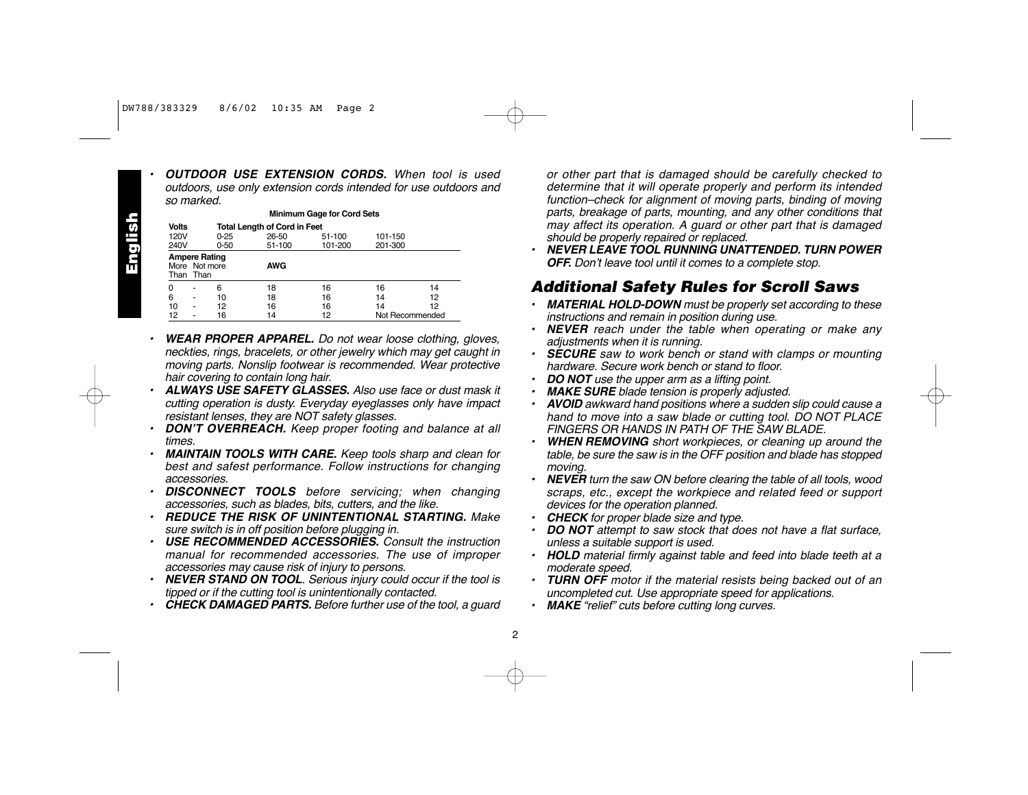- ***OUTDOOR USE EXTENSION CORDS.*** *When tool is used outdoors, use only extension cords intended for use outdoors and so marked.*

**Minimum Gage for Cord Sets**

| Volts | | | Total Length of Cord in Feet | | | |
|---|---|---|---|---|---|---|
| 120V | | | 0-25 | 26-50 | 51-100 | 101-150 |
| 240V | | | 0-50 | 51-100 | 101-200 | 201-300 |
| **Ampere Rating** More Than | | Not more Than | **AWG** | | | |
| 0 | - | 6 | 18 | 16 | 16 | 14 |
| 6 | - | 10 | 18 | 16 | 14 | 12 |
| 10 | - | 12 | 16 | 16 | 14 | 12 |
| 12 | - | 16 | 14 | 12 | Not Recommended | |

- ***WEAR PROPER APPAREL.*** *Do not wear loose clothing, gloves, neckties, rings, bracelets, or other jewelry which may get caught in moving parts. Nonslip footwear is recommended. Wear protective hair covering to contain long hair.*
- ***ALWAYS USE SAFETY GLASSES.*** *Also use face or dust mask it cutting operation is dusty. Everyday eyeglasses only have impact resistant lenses, they are NOT safety glasses.*
- ***DON'T OVERREACH.*** *Keep proper footing and balance at all times.*
- ***MAINTAIN TOOLS WITH CARE.*** *Keep tools sharp and clean for best and safest performance. Follow instructions for changing accessories.*
- ***DISCONNECT TOOLS*** *before servicing; when changing accessories, such as blades, bits, cutters, and the like.*
- ***REDUCE THE RISK OF UNINTENTIONAL STARTING.*** *Make sure switch is in off position before plugging in.*
- ***USE RECOMMENDED ACCESSORIES.*** *Consult the instruction manual for recommended accessories. The use of improper accessories may cause risk of injury to persons.*
- ***NEVER STAND ON TOOL****. Serious injury could occur if the tool is tipped or if the cutting tool is unintentionally contacted.*
- ***CHECK DAMAGED PARTS.*** *Before further use of the tool, a guard or other part that is damaged should be carefully checked to determine that it will operate properly and perform its intended function–check for alignment of moving parts, binding of moving parts, breakage of parts, mounting, and any other conditions that may affect its operation. A guard or other part that is damaged should be properly repaired or replaced.*
- ***NEVER LEAVE TOOL RUNNING UNATTENDED. TURN POWER OFF.*** *Don't leave tool until it comes to a complete stop.*

## *Additional Safety Rules for Scroll Saws*

- ***MATERIAL HOLD-DOWN*** *must be properly set according to these instructions and remain in position during use.*
- ***NEVER*** *reach under the table when operating or make any adjustments when it is running.*
- ***SECURE*** *saw to work bench or stand with clamps or mounting hardware. Secure work bench or stand to floor.*
- ***DO NOT*** *use the upper arm as a lifting point.*
- ***MAKE SURE*** *blade tension is properly adjusted.*
- ***AVOID*** *awkward hand positions where a sudden slip could cause a hand to move into a saw blade or cutting tool. DO NOT PLACE FINGERS OR HANDS IN PATH OF THE SAW BLADE.*
- ***WHEN REMOVING*** *short workpieces, or cleaning up around the table, be sure the saw is in the OFF position and blade has stopped moving.*
- ***NEVER*** *turn the saw ON before clearing the table of all tools, wood scraps, etc., except the workpiece and related feed or support devices for the operation planned.*
- ***CHECK*** *for proper blade size and type.*
- ***DO NOT*** *attempt to saw stock that does not have a flat surface, unless a suitable support is used.*
- ***HOLD*** *material firmly against table and feed into blade teeth at a moderate speed.*
- ***TURN OFF*** *motor if the material resists being backed out of an uncompleted cut. Use appropriate speed for applications.*
- ***MAKE*** *"relief" cuts before cutting long curves.*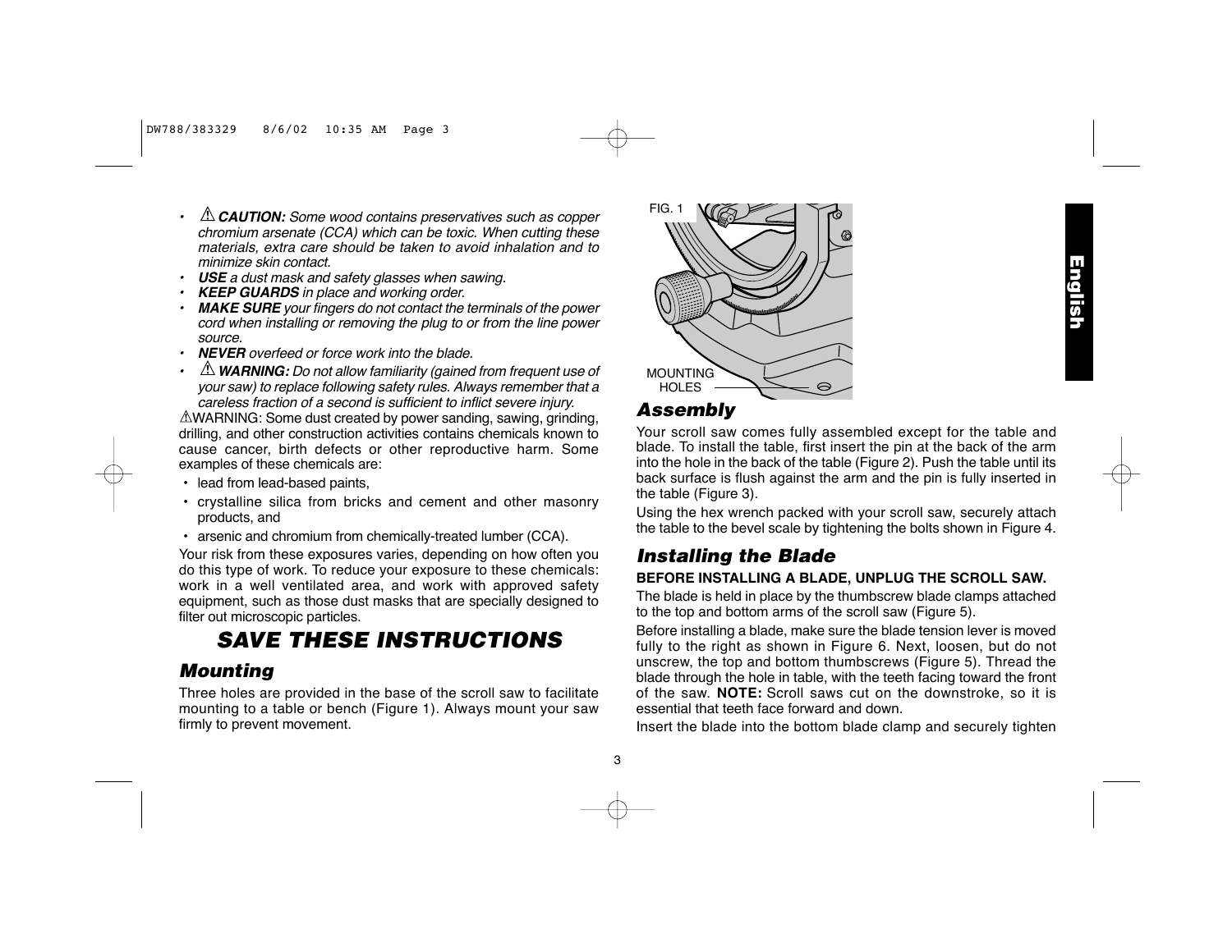- ⚠ ***CAUTION:*** *Some wood contains preservatives such as copper chromium arsenate (CCA) which can be toxic. When cutting these materials, extra care should be taken to avoid inhalation and to minimize skin contact.*
- ***USE*** *a dust mask and safety glasses when sawing.*
- ***KEEP GUARDS*** *in place and working order.*
- ***MAKE SURE*** *your fingers do not contact the terminals of the power cord when installing or removing the plug to or from the line power source.*
- ***NEVER*** *overfeed or force work into the blade.*
- ⚠ ***WARNING:*** *Do not allow familiarity (gained from frequent use of your saw) to replace following safety rules. Always remember that a careless fraction of a second is sufficient to inflict severe injury.*

⚠WARNING: Some dust created by power sanding, sawing, grinding, drilling, and other construction activities contains chemicals known to cause cancer, birth defects or other reproductive harm. Some examples of these chemicals are:

- lead from lead-based paints,
- crystalline silica from bricks and cement and other masonry products, and
- arsenic and chromium from chemically-treated lumber (CCA).

Your risk from these exposures varies, depending on how often you do this type of work. To reduce your exposure to these chemicals: work in a well ventilated area, and work with approved safety equipment, such as those dust masks that are specially designed to filter out microscopic particles.

# SAVE THESE INSTRUCTIONS

## Mounting

Three holes are provided in the base of the scroll saw to facilitate mounting to a table or bench (Figure 1). Always mount your saw firmly to prevent movement.

FIG. 1

MOUNTING HOLES

## Assembly

Your scroll saw comes fully assembled except for the table and blade. To install the table, first insert the pin at the back of the arm into the hole in the back of the table (Figure 2). Push the table until its back surface is flush against the arm and the pin is fully inserted in the table (Figure 3).

Using the hex wrench packed with your scroll saw, securely attach the table to the bevel scale by tightening the bolts shown in Figure 4.

## Installing the Blade

**BEFORE INSTALLING A BLADE, UNPLUG THE SCROLL SAW.**

The blade is held in place by the thumbscrew blade clamps attached to the top and bottom arms of the scroll saw (Figure 5).

Before installing a blade, make sure the blade tension lever is moved fully to the right as shown in Figure 6. Next, loosen, but do not unscrew, the top and bottom thumbscrews (Figure 5). Thread the blade through the hole in table, with the teeth facing toward the front of the saw. **NOTE:** Scroll saws cut on the downstroke, so it is essential that teeth face forward and down.

Insert the blade into the bottom blade clamp and securely tighten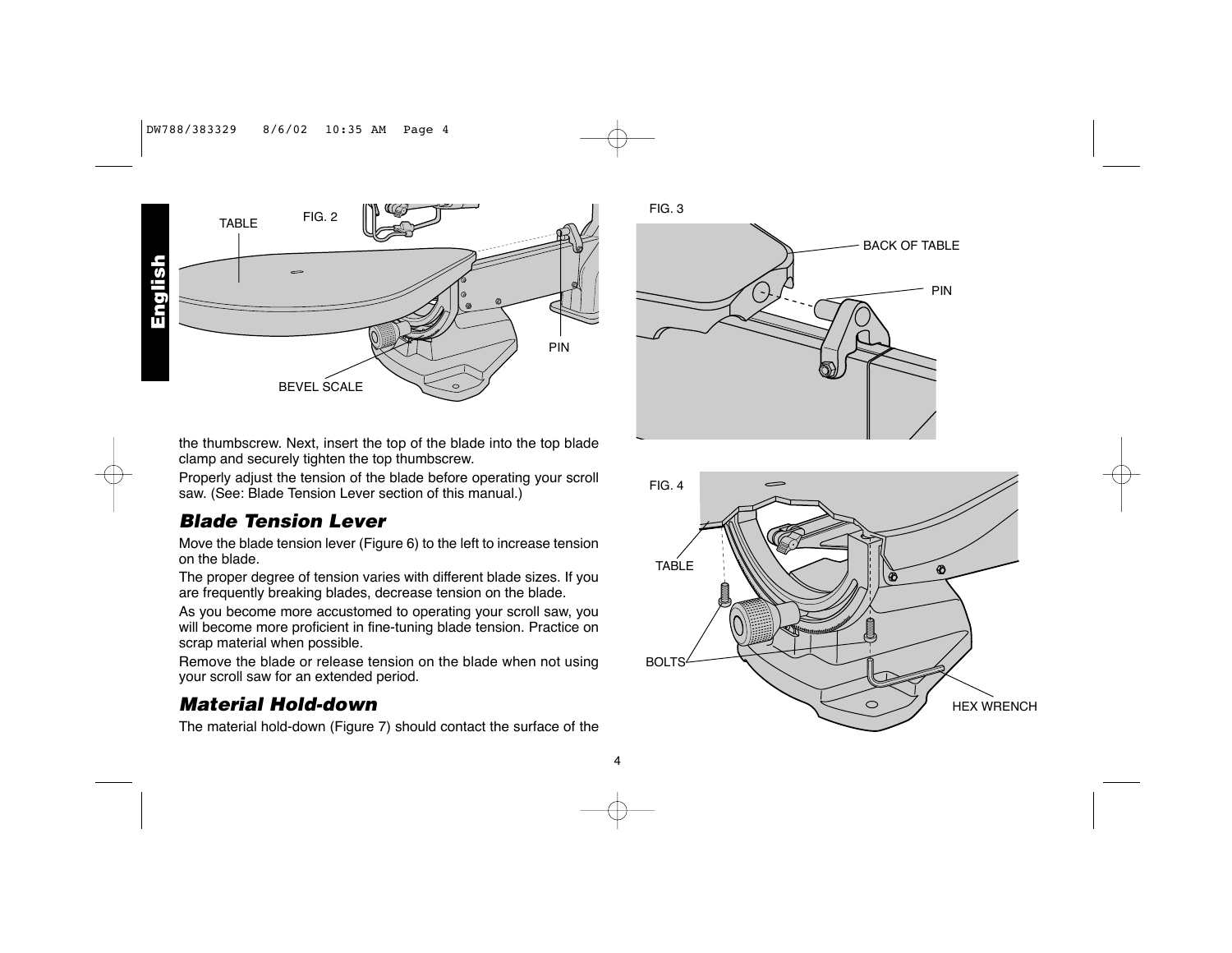the thumbscrew. Next, insert the top of the blade into the top blade clamp and securely tighten the top thumbscrew.

Properly adjust the tension of the blade before operating your scroll saw. (See: Blade Tension Lever section of this manual.)

## *Blade Tension Lever*

Move the blade tension lever (Figure 6) to the left to increase tension on the blade.

The proper degree of tension varies with different blade sizes. If you are frequently breaking blades, decrease tension on the blade.

As you become more accustomed to operating your scroll saw, you will become more proficient in fine-tuning blade tension. Practice on scrap material when possible.

Remove the blade or release tension on the blade when not using your scroll saw for an extended period.

## *Material Hold-down*

The material hold-down (Figure 7) should contact the surface of the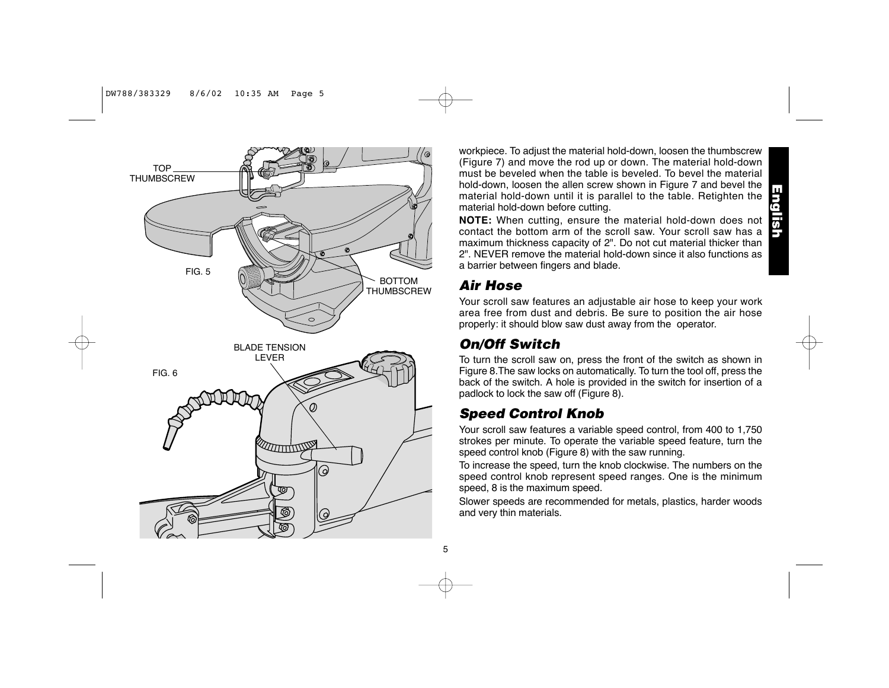TOP THUMBSCREW

FIG. 5

BOTTOM THUMBSCREW

BLADE TENSION LEVER

FIG. 6

workpiece. To adjust the material hold-down, loosen the thumbscrew (Figure 7) and move the rod up or down. The material hold-down must be beveled when the table is beveled. To bevel the material hold-down, loosen the allen screw shown in Figure 7 and bevel the material hold-down until it is parallel to the table. Retighten the material hold-down before cutting.

**NOTE:** When cutting, ensure the material hold-down does not contact the bottom arm of the scroll saw. Your scroll saw has a maximum thickness capacity of 2". Do not cut material thicker than 2". NEVER remove the material hold-down since it also functions as a barrier between fingers and blade.

## *Air Hose*

Your scroll saw features an adjustable air hose to keep your work area free from dust and debris. Be sure to position the air hose properly: it should blow saw dust away from the operator.

## *On/Off Switch*

To turn the scroll saw on, press the front of the switch as shown in Figure 8.The saw locks on automatically. To turn the tool off, press the back of the switch. A hole is provided in the switch for insertion of a padlock to lock the saw off (Figure 8).

## *Speed Control Knob*

Your scroll saw features a variable speed control, from 400 to 1,750 strokes per minute. To operate the variable speed feature, turn the speed control knob (Figure 8) with the saw running.

To increase the speed, turn the knob clockwise. The numbers on the speed control knob represent speed ranges. One is the minimum speed, 8 is the maximum speed.

Slower speeds are recommended for metals, plastics, harder woods and very thin materials.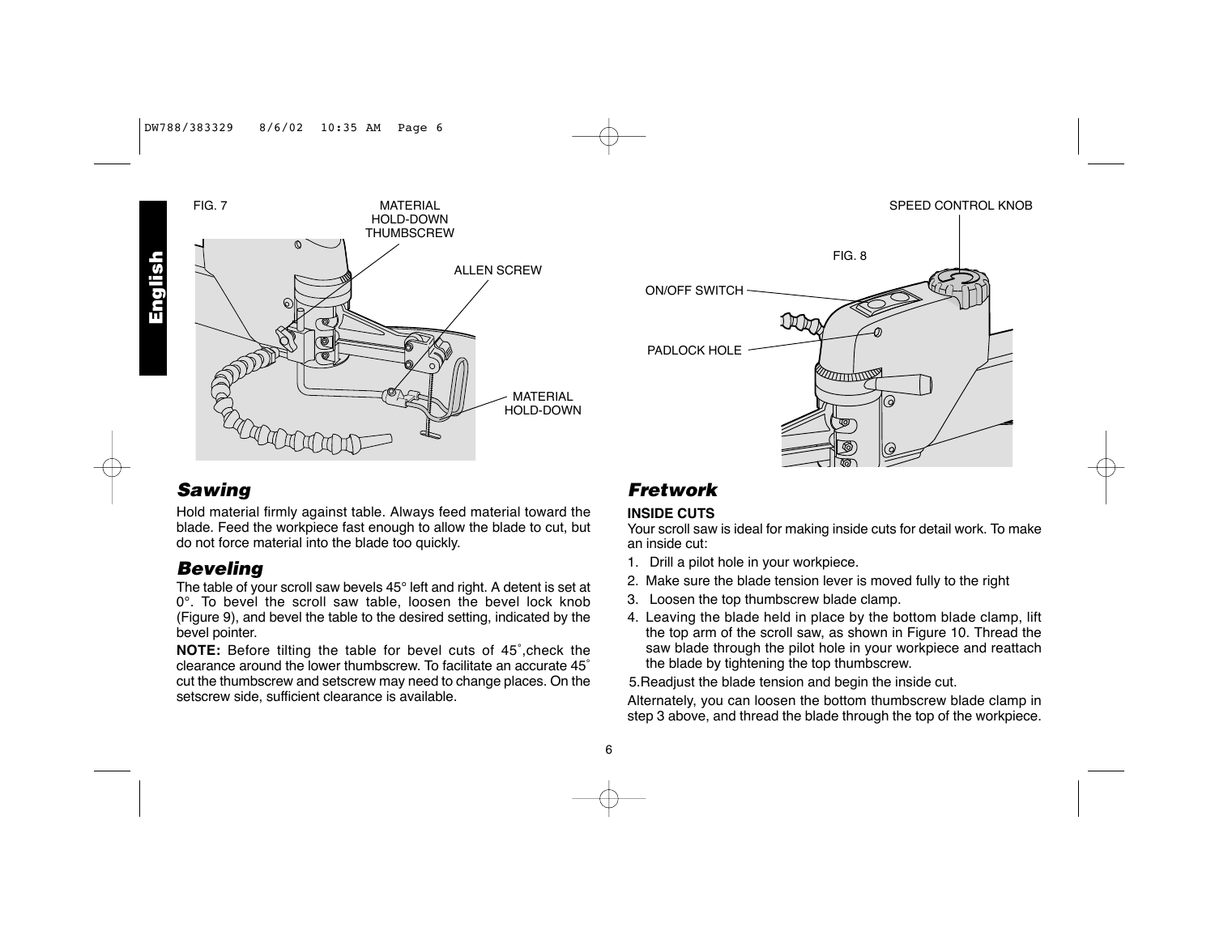FIG. 7

MATERIAL HOLD-DOWN THUMBSCREW

ALLEN SCREW

MATERIAL HOLD-DOWN

## *Sawing*

Hold material firmly against table. Always feed material toward the blade. Feed the workpiece fast enough to allow the blade to cut, but do not force material into the blade too quickly.

## *Beveling*

The table of your scroll saw bevels 45° left and right. A detent is set at 0°. To bevel the scroll saw table, loosen the bevel lock knob (Figure 9), and bevel the table to the desired setting, indicated by the bevel pointer.

**NOTE:** Before tilting the table for bevel cuts of 45˚,check the clearance around the lower thumbscrew. To facilitate an accurate 45˚ cut the thumbscrew and setscrew may need to change places. On the setscrew side, sufficient clearance is available.

SPEED CONTROL KNOB

FIG. 8

ON/OFF SWITCH

PADLOCK HOLE

## *Fretwork*

**INSIDE CUTS**

Your scroll saw is ideal for making inside cuts for detail work. To make an inside cut:

1. Drill a pilot hole in your workpiece.
2. Make sure the blade tension lever is moved fully to the right
3. Loosen the top thumbscrew blade clamp.
4. Leaving the blade held in place by the bottom blade clamp, lift the top arm of the scroll saw, as shown in Figure 10. Thread the saw blade through the pilot hole in your workpiece and reattach the blade by tightening the top thumbscrew.
5. Readjust the blade tension and begin the inside cut.

Alternately, you can loosen the bottom thumbscrew blade clamp in step 3 above, and thread the blade through the top of the workpiece.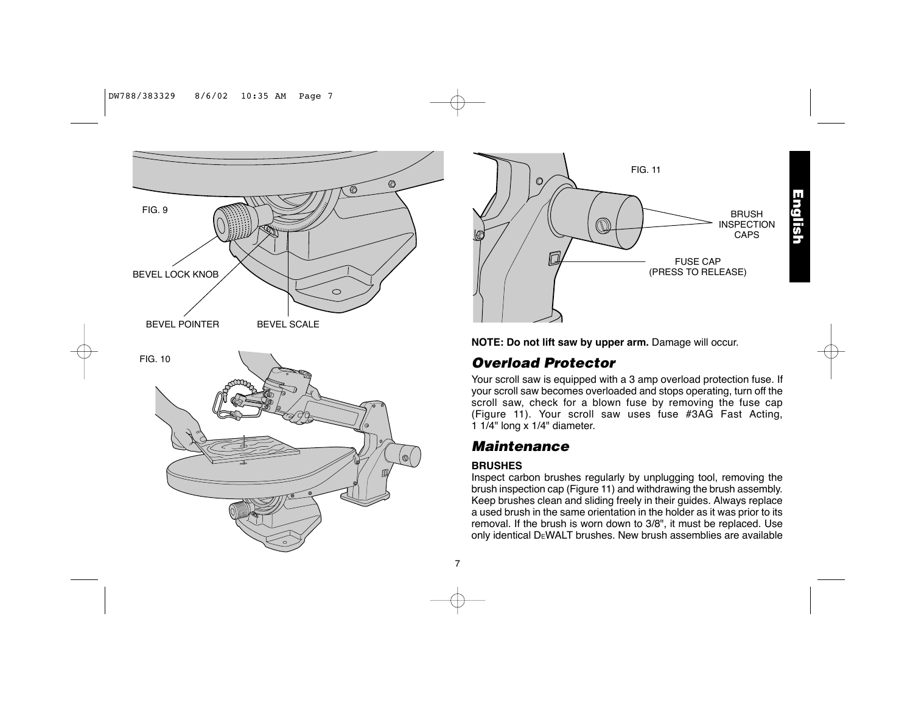FIG. 9

BEVEL LOCK KNOB

BEVEL POINTER

BEVEL SCALE

FIG. 10

FIG. 11

BRUSH INSPECTION CAPS

FUSE CAP (PRESS TO RELEASE)

**NOTE: Do not lift saw by upper arm.** Damage will occur.

## *Overload Protector*

Your scroll saw is equipped with a 3 amp overload protection fuse. If your scroll saw becomes overloaded and stops operating, turn off the scroll saw, check for a blown fuse by removing the fuse cap (Figure 11). Your scroll saw uses fuse #3AG Fast Acting, 1 1/4" long x 1/4" diameter.

## *Maintenance*

**BRUSHES**

Inspect carbon brushes regularly by unplugging tool, removing the brush inspection cap (Figure 11) and withdrawing the brush assembly. Keep brushes clean and sliding freely in their guides. Always replace a used brush in the same orientation in the holder as it was prior to its removal. If the brush is worn down to 3/8", it must be replaced. Use only identical DEWALT brushes. New brush assemblies are available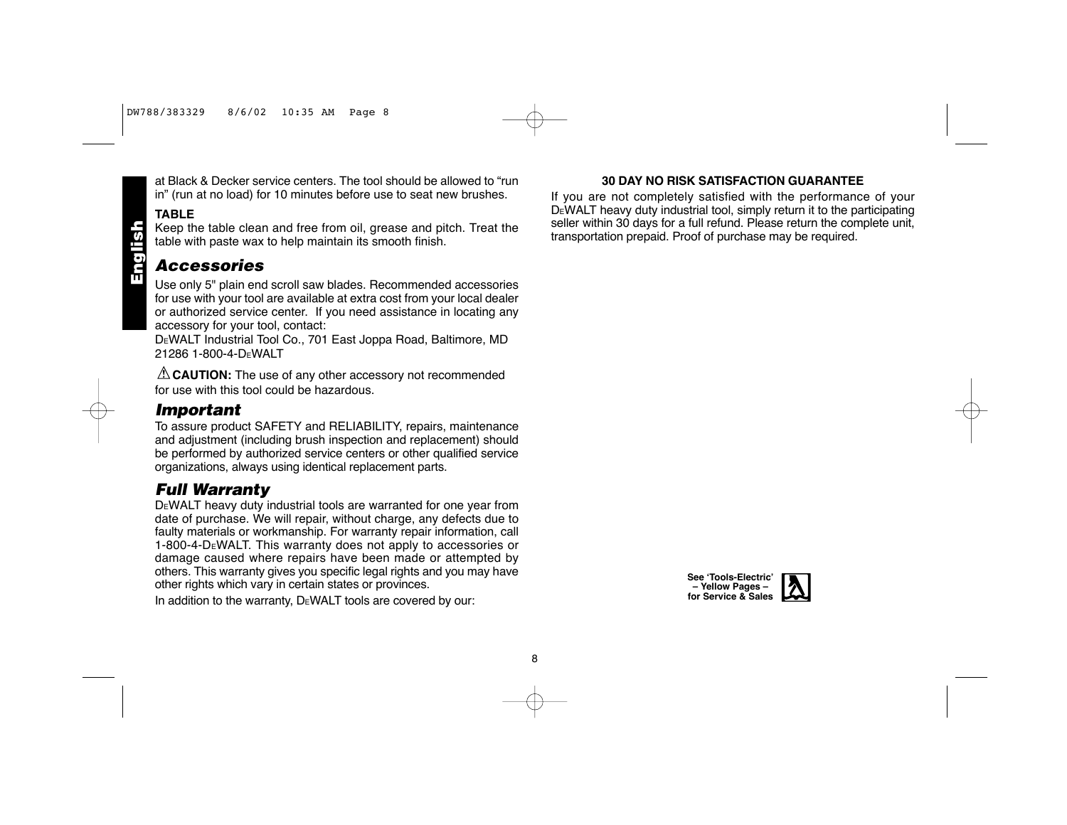at Black & Decker service centers. The tool should be allowed to "run in" (run at no load) for 10 minutes before use to seat new brushes.

**TABLE**

Keep the table clean and free from oil, grease and pitch. Treat the table with paste wax to help maintain its smooth finish.

## *Accessories*

Use only 5" plain end scroll saw blades. Recommended accessories for use with your tool are available at extra cost from your local dealer or authorized service center. If you need assistance in locating any accessory for your tool, contact:

DEWALT Industrial Tool Co., 701 East Joppa Road, Baltimore, MD 21286 1-800-4-DEWALT

⚠ **CAUTION:** The use of any other accessory not recommended for use with this tool could be hazardous.

## *Important*

To assure product SAFETY and RELIABILITY, repairs, maintenance and adjustment (including brush inspection and replacement) should be performed by authorized service centers or other qualified service organizations, always using identical replacement parts.

## *Full Warranty*

DEWALT heavy duty industrial tools are warranted for one year from date of purchase. We will repair, without charge, any defects due to faulty materials or workmanship. For warranty repair information, call 1-800-4-DEWALT. This warranty does not apply to accessories or damage caused where repairs have been made or attempted by others. This warranty gives you specific legal rights and you may have other rights which vary in certain states or provinces.

In addition to the warranty, DEWALT tools are covered by our:

**30 DAY NO RISK SATISFACTION GUARANTEE**

If you are not completely satisfied with the performance of your DEWALT heavy duty industrial tool, simply return it to the participating seller within 30 days for a full refund. Please return the complete unit, transportation prepaid. Proof of purchase may be required.

**See 'Tools-Electric' – Yellow Pages – for Service & Sales**